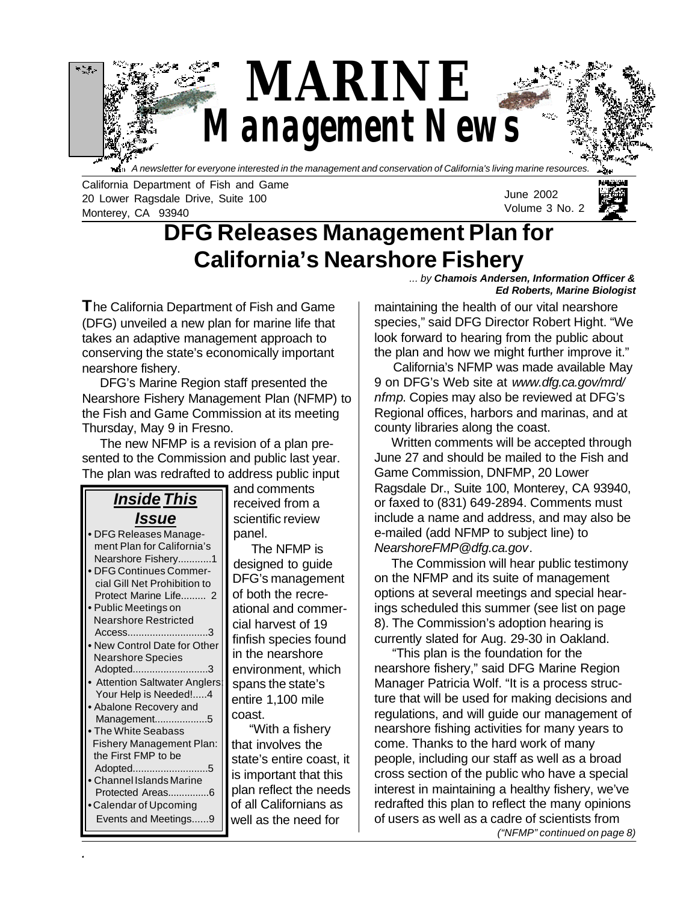# MARINE Management News

*A newsletter for everyone interested in the management and conservation of California's living marine resources.*

California Department of Fish and Game
20 Lower Ragsdale Drive, Suite 100
Monterey, CA 93940

June 2002
Volume 3 No. 2

## DFG Releases Management Plan for California's Nearshore Fishery

*... by **Chamois Andersen, Information Officer & Ed Roberts, Marine Biologist***

**T**he California Department of Fish and Game (DFG) unveiled a new plan for marine life that takes an adaptive management approach to conserving the state's economically important nearshore fishery.

DFG's Marine Region staff presented the Nearshore Fishery Management Plan (NFMP) to the Fish and Game Commission at its meeting Thursday, May 9 in Fresno.

The new NFMP is a revision of a plan presented to the Commission and public last year. The plan was redrafted to address public input and comments received from a scientific review panel.

The NFMP is designed to guide DFG's management of both the recreational and commercial harvest of 19 finfish species found in the nearshore environment, which spans the state's entire 1,100 mile coast.

"With a fishery that involves the state's entire coast, it is important that this plan reflect the needs of all Californians as well as the need for maintaining the health of our vital nearshore species," said DFG Director Robert Hight. "We look forward to hearing from the public about the plan and how we might further improve it."

California's NFMP was made available May 9 on DFG's Web site at *www.dfg.ca.gov/mrd/nfmp*. Copies may also be reviewed at DFG's Regional offices, harbors and marinas, and at county libraries along the coast.

Written comments will be accepted through June 27 and should be mailed to the Fish and Game Commission, DNFMP, 20 Lower Ragsdale Dr., Suite 100, Monterey, CA 93940, or faxed to (831) 649-2894. Comments must include a name and address, and may also be e-mailed (add NFMP to subject line) to *NearshoreFMP@dfg.ca.gov*.

The Commission will hear public testimony on the NFMP and its suite of management options at several meetings and special hearings scheduled this summer (see list on page 8). The Commission's adoption hearing is currently slated for Aug. 29-30 in Oakland.

"This plan is the foundation for the nearshore fishery," said DFG Marine Region Manager Patricia Wolf. "It is a process structure that will be used for making decisions and regulations, and will guide our management of nearshore fishing activities for many years to come. Thanks to the hard work of many people, including our staff as well as a broad cross section of the public who have a special interest in maintaining a healthy fishery, we've redrafted this plan to reflect the many opinions of users as well as a cadre of scientists from

*("NFMP" continued on page 8)*

### *Inside This Issue*

- DFG Releases Management Plan for California's Nearshore Fishery............1
- DFG Continues Commercial Gill Net Prohibition to Protect Marine Life......... 2
- Public Meetings on Nearshore Restricted Access............................3
- New Control Date for Other Nearshore Species Adopted..........................3
- Attention Saltwater Anglers: Your Help is Needed!.....4
- Abalone Recovery and Management..................5
- The White Seabass Fishery Management Plan: the First FMP to be Adopted..........................5
- Channel Islands Marine Protected Areas..............6
- Calendar of Upcoming Events and Meetings......9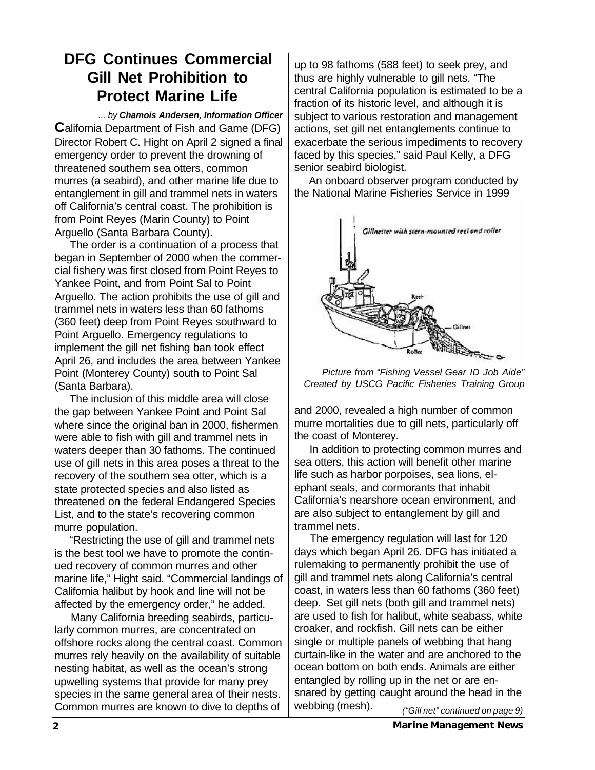# DFG Continues Commercial Gill Net Prohibition to Protect Marine Life

*... by **Chamois Andersen, Information Officer***

**C**alifornia Department of Fish and Game (DFG) Director Robert C. Hight on April 2 signed a final emergency order to prevent the drowning of threatened southern sea otters, common murres (a seabird), and other marine life due to entanglement in gill and trammel nets in waters off California's central coast. The prohibition is from Point Reyes (Marin County) to Point Arguello (Santa Barbara County).

The order is a continuation of a process that began in September of 2000 when the commercial fishery was first closed from Point Reyes to Yankee Point, and from Point Sal to Point Arguello. The action prohibits the use of gill and trammel nets in waters less than 60 fathoms (360 feet) deep from Point Reyes southward to Point Arguello. Emergency regulations to implement the gill net fishing ban took effect April 26, and includes the area between Yankee Point (Monterey County) south to Point Sal (Santa Barbara).

The inclusion of this middle area will close the gap between Yankee Point and Point Sal where since the original ban in 2000, fishermen were able to fish with gill and trammel nets in waters deeper than 30 fathoms. The continued use of gill nets in this area poses a threat to the recovery of the southern sea otter, which is a state protected species and also listed as threatened on the federal Endangered Species List, and to the state's recovering common murre population.

"Restricting the use of gill and trammel nets is the best tool we have to promote the continued recovery of common murres and other marine life," Hight said. "Commercial landings of California halibut by hook and line will not be affected by the emergency order," he added.

Many California breeding seabirds, particularly common murres, are concentrated on offshore rocks along the central coast. Common murres rely heavily on the availability of suitable nesting habitat, as well as the ocean's strong upwelling systems that provide for many prey species in the same general area of their nests. Common murres are known to dive to depths of up to 98 fathoms (588 feet) to seek prey, and thus are highly vulnerable to gill nets. "The central California population is estimated to be a fraction of its historic level, and although it is subject to various restoration and management actions, set gill net entanglements continue to exacerbate the serious impediments to recovery faced by this species," said Paul Kelly, a DFG senior seabird biologist.

An onboard observer program conducted by the National Marine Fisheries Service in 1999 and 2000, revealed a high number of common murre mortalities due to gill nets, particularly off the coast of Monterey.

*Picture from "Fishing Vessel Gear ID Job Aide" Created by USCG Pacific Fisheries Training Group*

In addition to protecting common murres and sea otters, this action will benefit other marine life such as harbor porpoises, sea lions, elephant seals, and cormorants that inhabit California's nearshore ocean environment, and are also subject to entanglement by gill and trammel nets.

The emergency regulation will last for 120 days which began April 26. DFG has initiated a rulemaking to permanently prohibit the use of gill and trammel nets along California's central coast, in waters less than 60 fathoms (360 feet) deep. Set gill nets (both gill and trammel nets) are used to fish for halibut, white seabass, white croaker, and rockfish. Gill nets can be either single or multiple panels of webbing that hang curtain-like in the water and are anchored to the ocean bottom on both ends. Animals are either entangled by rolling up in the net or are ensnared by getting caught around the head in the webbing (mesh).

*("Gill net" continued on page 9)*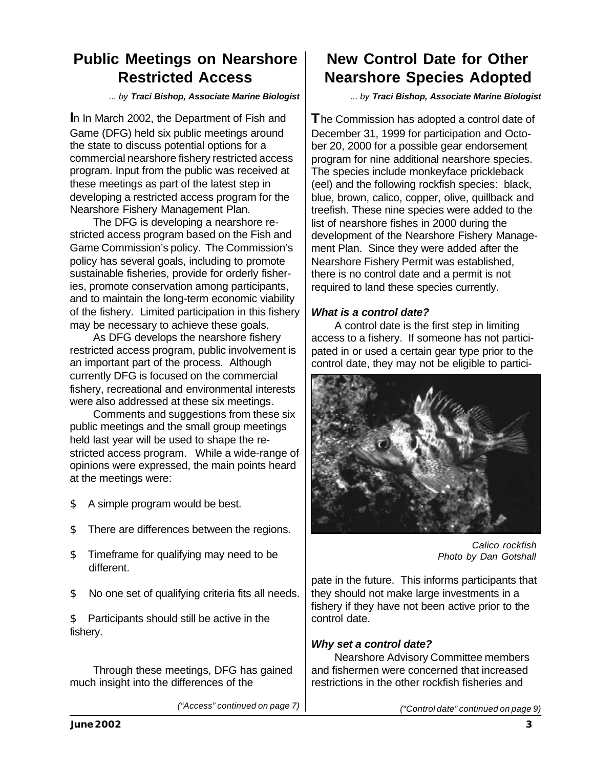## Public Meetings on Nearshore Restricted Access

*... by **Traci Bishop, Associate Marine Biologist***

In In March 2002, the Department of Fish and Game (DFG) held six public meetings around the state to discuss potential options for a commercial nearshore fishery restricted access program. Input from the public was received at these meetings as part of the latest step in developing a restricted access program for the Nearshore Fishery Management Plan.

The DFG is developing a nearshore restricted access program based on the Fish and Game Commission's policy. The Commission's policy has several goals, including to promote sustainable fisheries, provide for orderly fisheries, promote conservation among participants, and to maintain the long-term economic viability of the fishery. Limited participation in this fishery may be necessary to achieve these goals.

As DFG develops the nearshore fishery restricted access program, public involvement is an important part of the process. Although currently DFG is focused on the commercial fishery, recreational and environmental interests were also addressed at these six meetings.

Comments and suggestions from these six public meetings and the small group meetings held last year will be used to shape the restricted access program. While a wide-range of opinions were expressed, the main points heard at the meetings were:

$ A simple program would be best.

$ There are differences between the regions.

$ Timeframe for qualifying may need to be different.

$ No one set of qualifying criteria fits all needs.

$ Participants should still be active in the fishery.

Through these meetings, DFG has gained much insight into the differences of the

*("Access" continued on page 7)*

## New Control Date for Other Nearshore Species Adopted

*... by **Traci Bishop, Associate Marine Biologist***

The Commission has adopted a control date of December 31, 1999 for participation and October 20, 2000 for a possible gear endorsement program for nine additional nearshore species. The species include monkeyface prickleback (eel) and the following rockfish species: black, blue, brown, calico, copper, olive, quillback and treefish. These nine species were added to the list of nearshore fishes in 2000 during the development of the Nearshore Fishery Management Plan. Since they were added after the Nearshore Fishery Permit was established, there is no control date and a permit is not required to land these species currently.

***What is a control date?***

A control date is the first step in limiting access to a fishery. If someone has not participated in or used a certain gear type prior to the control date, they may not be eligible to participate in the future. This informs participants that they should not make large investments in a fishery if they have not been active prior to the control date.

*Calico rockfish*
*Photo by Dan Gotshall*

***Why set a control date?***

Nearshore Advisory Committee members and fishermen were concerned that increased restrictions in the other rockfish fisheries and

*("Control date" continued on page 9)*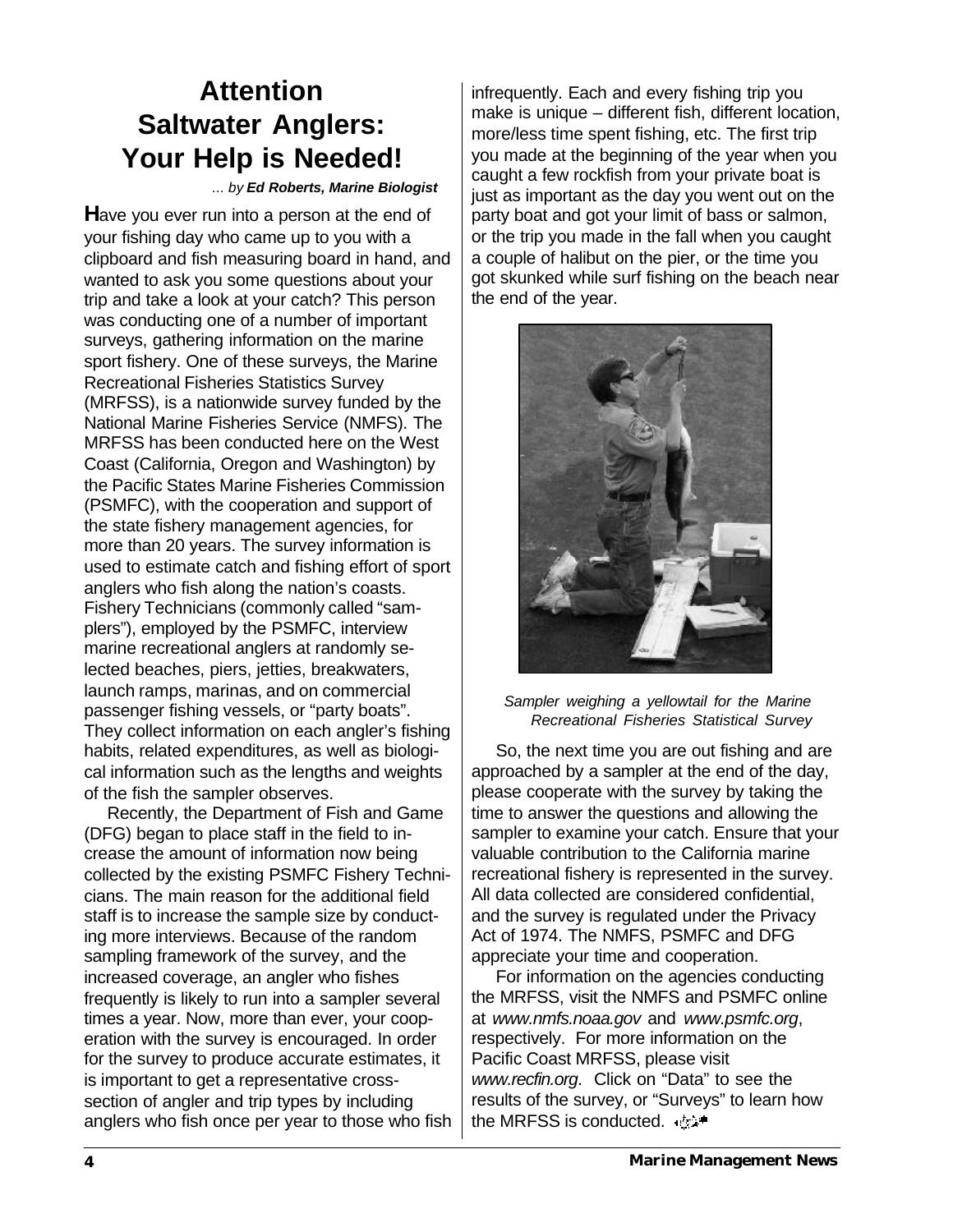# Attention Saltwater Anglers: Your Help is Needed!

*... by* ***Ed Roberts, Marine Biologist***

**H**ave you ever run into a person at the end of your fishing day who came up to you with a clipboard and fish measuring board in hand, and wanted to ask you some questions about your trip and take a look at your catch? This person was conducting one of a number of important surveys, gathering information on the marine sport fishery. One of these surveys, the Marine Recreational Fisheries Statistics Survey (MRFSS), is a nationwide survey funded by the National Marine Fisheries Service (NMFS). The MRFSS has been conducted here on the West Coast (California, Oregon and Washington) by the Pacific States Marine Fisheries Commission (PSMFC), with the cooperation and support of the state fishery management agencies, for more than 20 years. The survey information is used to estimate catch and fishing effort of sport anglers who fish along the nation's coasts. Fishery Technicians (commonly called "samplers"), employed by the PSMFC, interview marine recreational anglers at randomly selected beaches, piers, jetties, breakwaters, launch ramps, marinas, and on commercial passenger fishing vessels, or "party boats". They collect information on each angler's fishing habits, related expenditures, as well as biological information such as the lengths and weights of the fish the sampler observes.

Recently, the Department of Fish and Game (DFG) began to place staff in the field to increase the amount of information now being collected by the existing PSMFC Fishery Technicians. The main reason for the additional field staff is to increase the sample size by conducting more interviews. Because of the random sampling framework of the survey, and the increased coverage, an angler who fishes frequently is likely to run into a sampler several times a year. Now, more than ever, your cooperation with the survey is encouraged. In order for the survey to produce accurate estimates, it is important to get a representative cross-section of angler and trip types by including anglers who fish once per year to those who fish infrequently. Each and every fishing trip you make is unique – different fish, different location, more/less time spent fishing, etc. The first trip you made at the beginning of the year when you caught a few rockfish from your private boat is just as important as the day you went out on the party boat and got your limit of bass or salmon, or the trip you made in the fall when you caught a couple of halibut on the pier, or the time you got skunked while surf fishing on the beach near the end of the year.

*Sampler weighing a yellowtail for the Marine Recreational Fisheries Statistical Survey*

So, the next time you are out fishing and are approached by a sampler at the end of the day, please cooperate with the survey by taking the time to answer the questions and allowing the sampler to examine your catch. Ensure that your valuable contribution to the California marine recreational fishery is represented in the survey. All data collected are considered confidential, and the survey is regulated under the Privacy Act of 1974. The NMFS, PSMFC and DFG appreciate your time and cooperation.

For information on the agencies conducting the MRFSS, visit the NMFS and PSMFC online at *www.nmfs.noaa.gov* and *www.psmfc.org*, respectively. For more information on the Pacific Coast MRFSS, please visit *www.recfin.org*. Click on "Data" to see the results of the survey, or "Surveys" to learn how the MRFSS is conducted.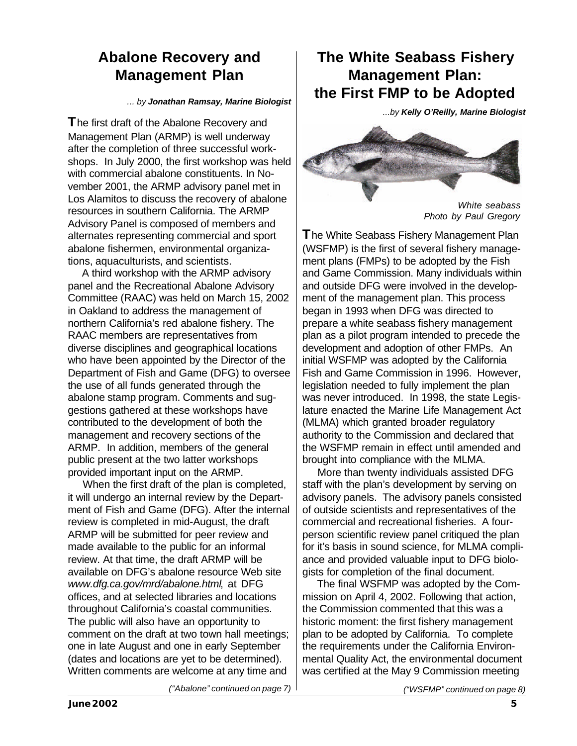## Abalone Recovery and Management Plan

*... by **Jonathan Ramsay, Marine Biologist***

**T**he first draft of the Abalone Recovery and Management Plan (ARMP) is well underway after the completion of three successful workshops. In July 2000, the first workshop was held with commercial abalone constituents. In November 2001, the ARMP advisory panel met in Los Alamitos to discuss the recovery of abalone resources in southern California. The ARMP Advisory Panel is composed of members and alternates representing commercial and sport abalone fishermen, environmental organizations, aquaculturists, and scientists.

A third workshop with the ARMP advisory panel and the Recreational Abalone Advisory Committee (RAAC) was held on March 15, 2002 in Oakland to address the management of northern California's red abalone fishery. The RAAC members are representatives from diverse disciplines and geographical locations who have been appointed by the Director of the Department of Fish and Game (DFG) to oversee the use of all funds generated through the abalone stamp program. Comments and suggestions gathered at these workshops have contributed to the development of both the management and recovery sections of the ARMP. In addition, members of the general public present at the two latter workshops provided important input on the ARMP.

When the first draft of the plan is completed, it will undergo an internal review by the Department of Fish and Game (DFG). After the internal review is completed in mid-August, the draft ARMP will be submitted for peer review and made available to the public for an informal review. At that time, the draft ARMP will be available on DFG's abalone resource Web site *www.dfg.ca.gov/mrd/abalone.html*, at DFG offices, and at selected libraries and locations throughout California's coastal communities. The public will also have an opportunity to comment on the draft at two town hall meetings; one in late August and one in early September (dates and locations are yet to be determined). Written comments are welcome at any time and

*("Abalone" continued on page 7)*

## The White Seabass Fishery Management Plan: the First FMP to be Adopted

*...by **Kelly O'Reilly, Marine Biologist***

*White seabass*
*Photo by Paul Gregory*

**T**he White Seabass Fishery Management Plan (WSFMP) is the first of several fishery management plans (FMPs) to be adopted by the Fish and Game Commission. Many individuals within and outside DFG were involved in the development of the management plan. This process began in 1993 when DFG was directed to prepare a white seabass fishery management plan as a pilot program intended to precede the development and adoption of other FMPs. An initial WSFMP was adopted by the California Fish and Game Commission in 1996. However, legislation needed to fully implement the plan was never introduced. In 1998, the state Legislature enacted the Marine Life Management Act (MLMA) which granted broader regulatory authority to the Commission and declared that the WSFMP remain in effect until amended and brought into compliance with the MLMA.

More than twenty individuals assisted DFG staff with the plan's development by serving on advisory panels. The advisory panels consisted of outside scientists and representatives of the commercial and recreational fisheries. A four-person scientific review panel critiqued the plan for it's basis in sound science, for MLMA compliance and provided valuable input to DFG biologists for completion of the final document.

The final WSFMP was adopted by the Commission on April 4, 2002. Following that action, the Commission commented that this was a historic moment: the first fishery management plan to be adopted by California. To complete the requirements under the California Environmental Quality Act, the environmental document was certified at the May 9 Commission meeting

*("WSFMP" continued on page 8)*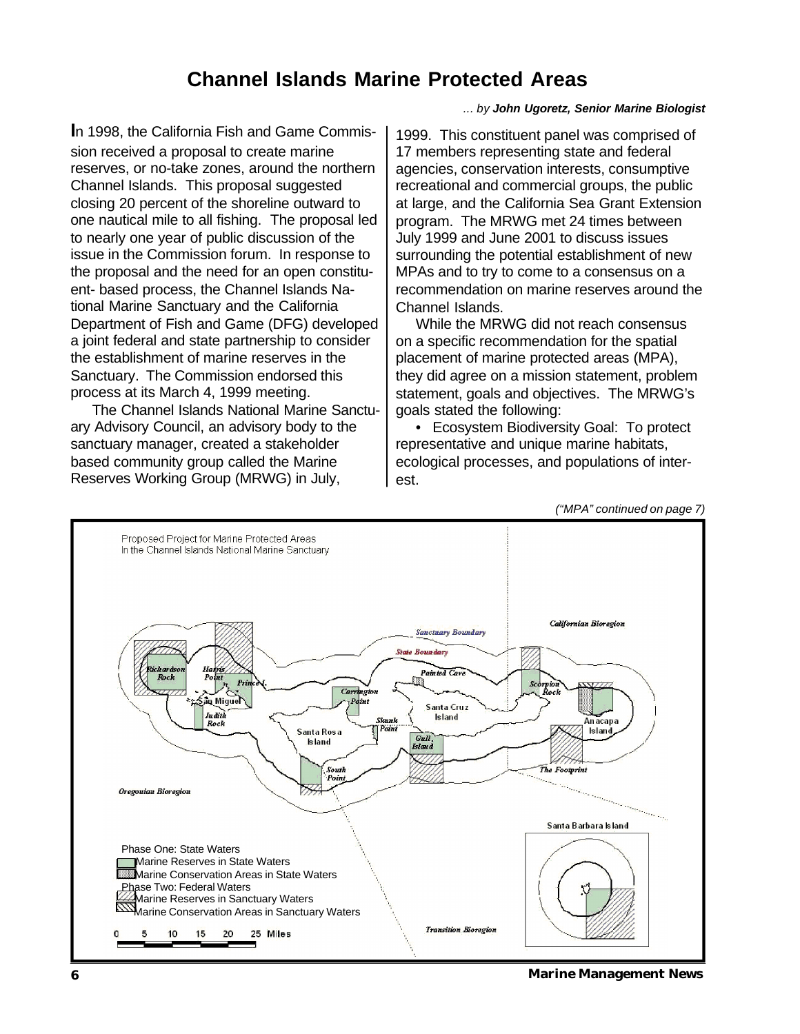# Channel Islands Marine Protected Areas

*... by **John Ugoretz, Senior Marine Biologist***

In 1998, the California Fish and Game Commission received a proposal to create marine reserves, or no-take zones, around the northern Channel Islands. This proposal suggested closing 20 percent of the shoreline outward to one nautical mile to all fishing. The proposal led to nearly one year of public discussion of the issue in the Commission forum. In response to the proposal and the need for an open constituent- based process, the Channel Islands National Marine Sanctuary and the California Department of Fish and Game (DFG) developed a joint federal and state partnership to consider the establishment of marine reserves in the Sanctuary. The Commission endorsed this process at its March 4, 1999 meeting.

The Channel Islands National Marine Sanctuary Advisory Council, an advisory body to the sanctuary manager, created a stakeholder based community group called the Marine Reserves Working Group (MRWG) in July, 1999. This constituent panel was comprised of 17 members representing state and federal agencies, conservation interests, consumptive recreational and commercial groups, the public at large, and the California Sea Grant Extension program. The MRWG met 24 times between July 1999 and June 2001 to discuss issues surrounding the potential establishment of new MPAs and to try to come to a consensus on a recommendation on marine reserves around the Channel Islands.

While the MRWG did not reach consensus on a specific recommendation for the spatial placement of marine protected areas (MPA), they did agree on a mission statement, problem statement, goals and objectives. The MRWG's goals stated the following:

- Ecosystem Biodiversity Goal: To protect representative and unique marine habitats, ecological processes, and populations of interest.

*("MPA" continued on page 7)*

Proposed Project for Marine Protected Areas
In the Channel Islands National Marine Sanctuary

Phase One: State Waters
- Marine Reserves in State Waters
- Marine Conservation Areas in State Waters

Phase Two: Federal Waters
- Marine Reserves in Sanctuary Waters
- Marine Conservation Areas in Sanctuary Waters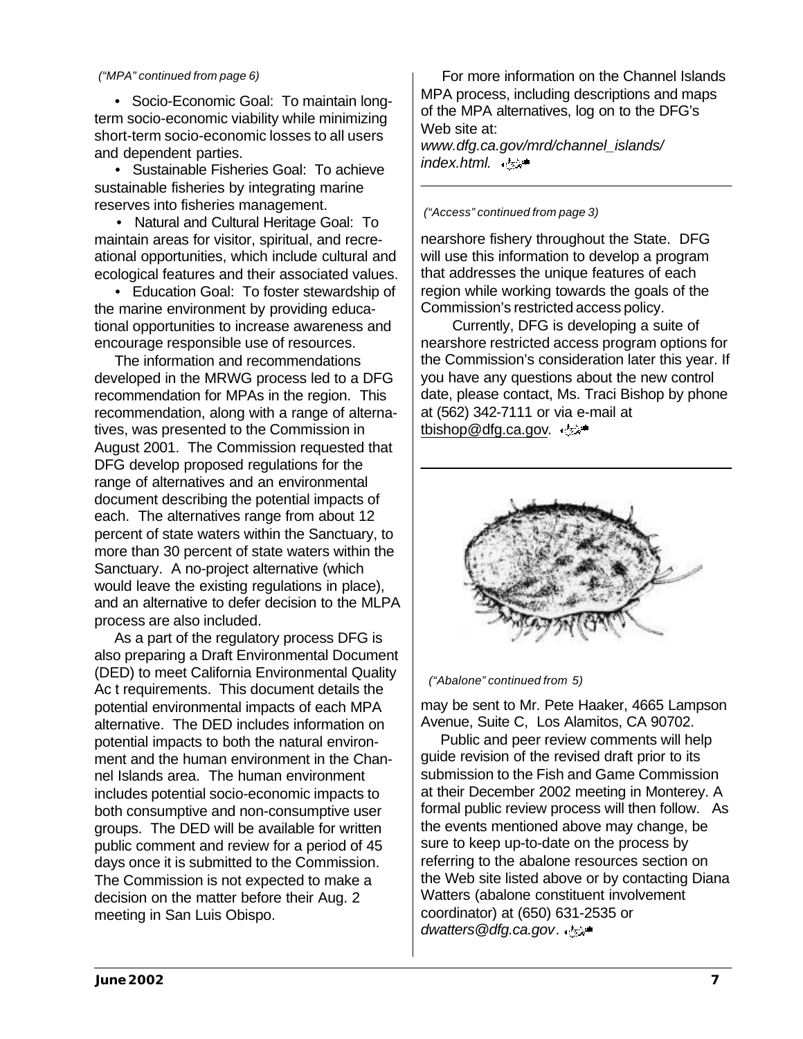*("MPA" continued from page 6)*

• Socio-Economic Goal: To maintain long-term socio-economic viability while minimizing short-term socio-economic losses to all users and dependent parties.

• Sustainable Fisheries Goal: To achieve sustainable fisheries by integrating marine reserves into fisheries management.

• Natural and Cultural Heritage Goal: To maintain areas for visitor, spiritual, and recreational opportunities, which include cultural and ecological features and their associated values.

• Education Goal: To foster stewardship of the marine environment by providing educational opportunities to increase awareness and encourage responsible use of resources.

The information and recommendations developed in the MRWG process led to a DFG recommendation for MPAs in the region. This recommendation, along with a range of alternatives, was presented to the Commission in August 2001. The Commission requested that DFG develop proposed regulations for the range of alternatives and an environmental document describing the potential impacts of each. The alternatives range from about 12 percent of state waters within the Sanctuary, to more than 30 percent of state waters within the Sanctuary. A no-project alternative (which would leave the existing regulations in place), and an alternative to defer decision to the MLPA process are also included.

As a part of the regulatory process DFG is also preparing a Draft Environmental Document (DED) to meet California Environmental Quality Ac t requirements. This document details the potential environmental impacts of each MPA alternative. The DED includes information on potential impacts to both the natural environment and the human environment in the Channel Islands area. The human environment includes potential socio-economic impacts to both consumptive and non-consumptive user groups. The DED will be available for written public comment and review for a period of 45 days once it is submitted to the Commission. The Commission is not expected to make a decision on the matter before their Aug. 2 meeting in San Luis Obispo.

For more information on the Channel Islands MPA process, including descriptions and maps of the MPA alternatives, log on to the DFG's Web site at: *www.dfg.ca.gov/mrd/channel_islands/index.html.*

---

*("Access" continued from page 3)*

nearshore fishery throughout the State. DFG will use this information to develop a program that addresses the unique features of each region while working towards the goals of the Commission's restricted access policy.

Currently, DFG is developing a suite of nearshore restricted access program options for the Commission's consideration later this year. If you have any questions about the new control date, please contact, Ms. Traci Bishop by phone at (562) 342-7111 or via e-mail at tbishop@dfg.ca.gov.

---

*("Abalone" continued from 5)*

may be sent to Mr. Pete Haaker, 4665 Lampson Avenue, Suite C, Los Alamitos, CA 90702.

Public and peer review comments will help guide revision of the revised draft prior to its submission to the Fish and Game Commission at their December 2002 meeting in Monterey. A formal public review process will then follow. As the events mentioned above may change, be sure to keep up-to-date on the process by referring to the abalone resources section on the Web site listed above or by contacting Diana Watters (abalone constituent involvement coordinator) at (650) 631-2535 or *dwatters@dfg.ca.gov*.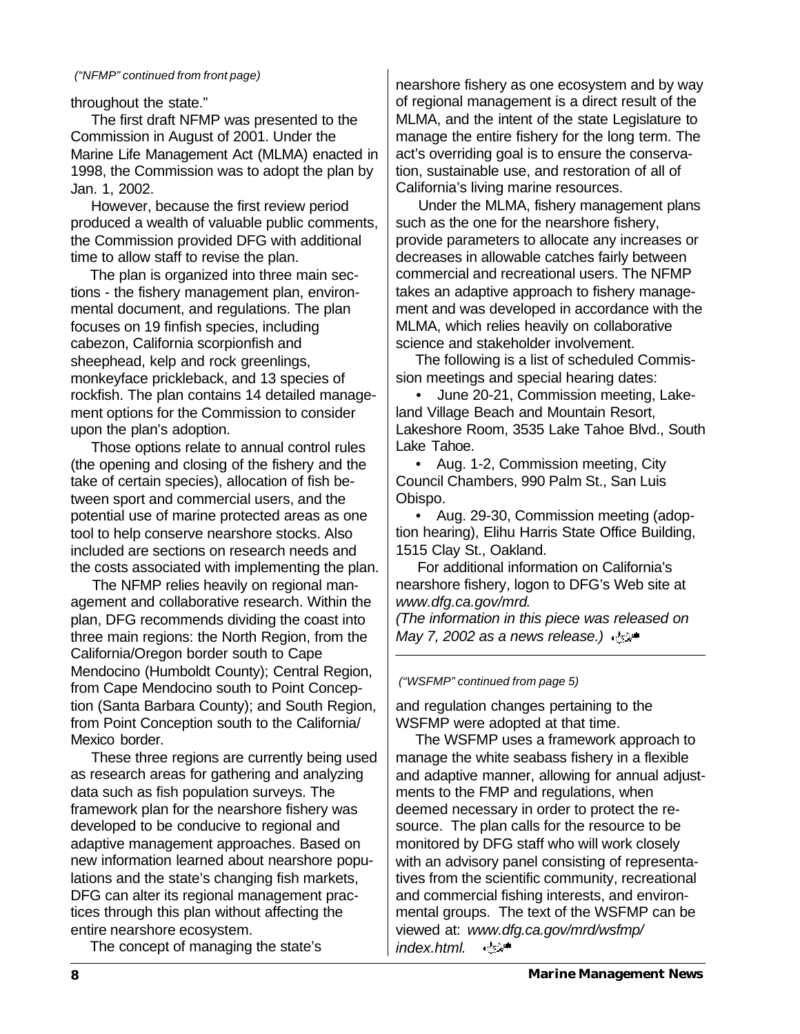*("NFMP" continued from front page)*

throughout the state."

The first draft NFMP was presented to the Commission in August of 2001. Under the Marine Life Management Act (MLMA) enacted in 1998, the Commission was to adopt the plan by Jan. 1, 2002.

However, because the first review period produced a wealth of valuable public comments, the Commission provided DFG with additional time to allow staff to revise the plan.

The plan is organized into three main sections - the fishery management plan, environmental document, and regulations. The plan focuses on 19 finfish species, including cabezon, California scorpionfish and sheephead, kelp and rock greenlings, monkeyface prickleback, and 13 species of rockfish. The plan contains 14 detailed management options for the Commission to consider upon the plan's adoption.

Those options relate to annual control rules (the opening and closing of the fishery and the take of certain species), allocation of fish between sport and commercial users, and the potential use of marine protected areas as one tool to help conserve nearshore stocks. Also included are sections on research needs and the costs associated with implementing the plan.

The NFMP relies heavily on regional management and collaborative research. Within the plan, DFG recommends dividing the coast into three main regions: the North Region, from the California/Oregon border south to Cape Mendocino (Humboldt County); Central Region, from Cape Mendocino south to Point Conception (Santa Barbara County); and South Region, from Point Conception south to the California/Mexico border.

These three regions are currently being used as research areas for gathering and analyzing data such as fish population surveys. The framework plan for the nearshore fishery was developed to be conducive to regional and adaptive management approaches. Based on new information learned about nearshore populations and the state's changing fish markets, DFG can alter its regional management practices through this plan without affecting the entire nearshore ecosystem.

The concept of managing the state's nearshore fishery as one ecosystem and by way of regional management is a direct result of the MLMA, and the intent of the state Legislature to manage the entire fishery for the long term. The act's overriding goal is to ensure the conservation, sustainable use, and restoration of all of California's living marine resources.

Under the MLMA, fishery management plans such as the one for the nearshore fishery, provide parameters to allocate any increases or decreases in allowable catches fairly between commercial and recreational users. The NFMP takes an adaptive approach to fishery management and was developed in accordance with the MLMA, which relies heavily on collaborative science and stakeholder involvement.

The following is a list of scheduled Commission meetings and special hearing dates:

- June 20-21, Commission meeting, Lakeland Village Beach and Mountain Resort, Lakeshore Room, 3535 Lake Tahoe Blvd., South Lake Tahoe.
- Aug. 1-2, Commission meeting, City Council Chambers, 990 Palm St., San Luis Obispo.
- Aug. 29-30, Commission meeting (adoption hearing), Elihu Harris State Office Building, 1515 Clay St., Oakland.

For additional information on California's nearshore fishery, logon to DFG's Web site at *www.dfg.ca.gov/mrd.*

*(The information in this piece was released on May 7, 2002 as a news release.)*

---

*("WSFMP" continued from page 5)*

and regulation changes pertaining to the WSFMP were adopted at that time.

The WSFMP uses a framework approach to manage the white seabass fishery in a flexible and adaptive manner, allowing for annual adjustments to the FMP and regulations, when deemed necessary in order to protect the resource. The plan calls for the resource to be monitored by DFG staff who will work closely with an advisory panel consisting of representatives from the scientific community, recreational and commercial fishing interests, and environmental groups. The text of the WSFMP can be viewed at: *www.dfg.ca.gov/mrd/wsfmp/index.html.*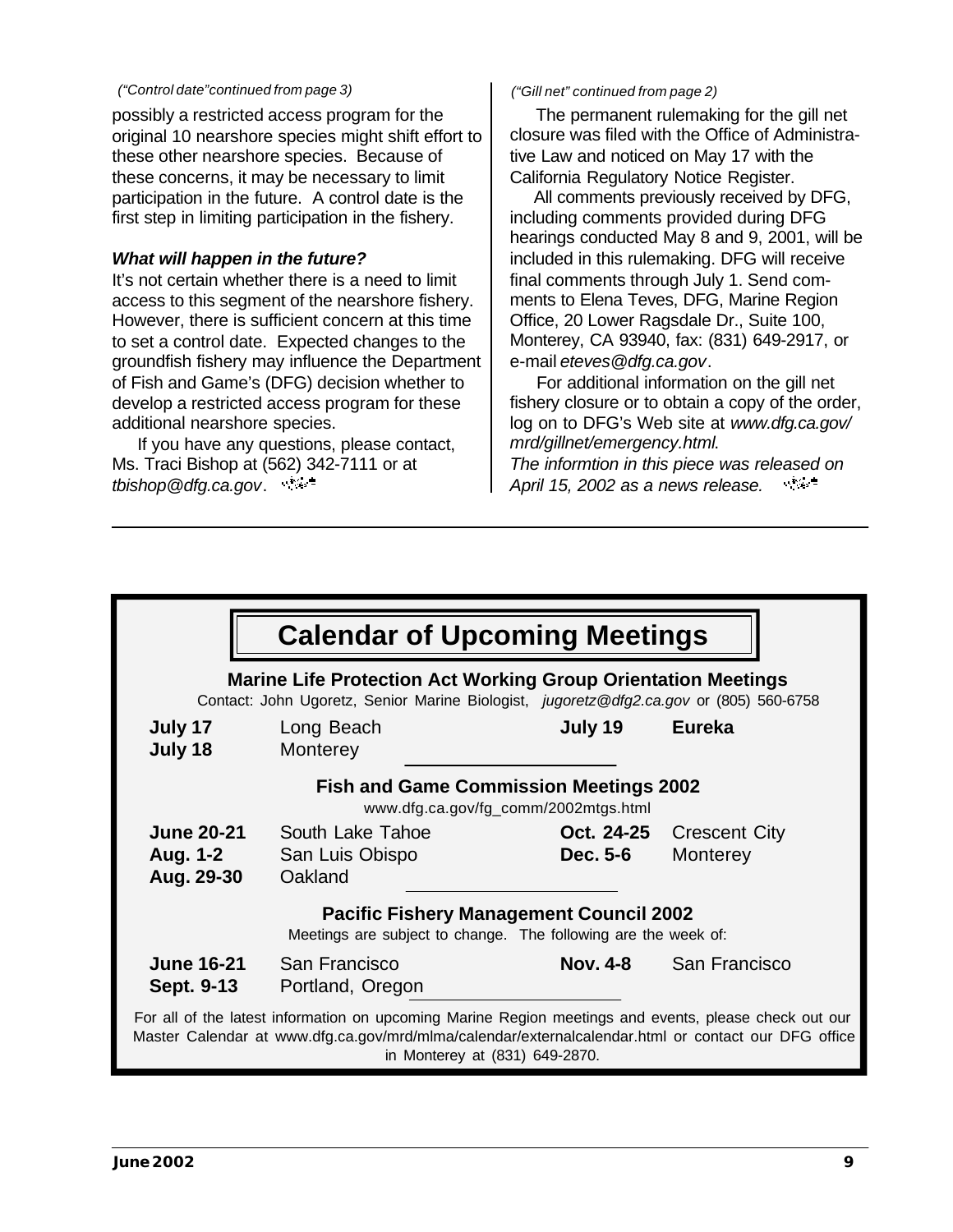*("Control date" continued from page 3)*

possibly a restricted access program for the original 10 nearshore species might shift effort to these other nearshore species. Because of these concerns, it may be necessary to limit participation in the future. A control date is the first step in limiting participation in the fishery.

***What will happen in the future?***

It's not certain whether there is a need to limit access to this segment of the nearshore fishery. However, there is sufficient concern at this time to set a control date. Expected changes to the groundfish fishery may influence the Department of Fish and Game's (DFG) decision whether to develop a restricted access program for these additional nearshore species.

If you have any questions, please contact, Ms. Traci Bishop at (562) 342-7111 or at *tbishop@dfg.ca.gov*.

*("Gill net" continued from page 2)*

The permanent rulemaking for the gill net closure was filed with the Office of Administrative Law and noticed on May 17 with the California Regulatory Notice Register.

All comments previously received by DFG, including comments provided during DFG hearings conducted May 8 and 9, 2001, will be included in this rulemaking. DFG will receive final comments through July 1. Send comments to Elena Teves, DFG, Marine Region Office, 20 Lower Ragsdale Dr., Suite 100, Monterey, CA 93940, fax: (831) 649-2917, or e-mail *eteves@dfg.ca.gov*.

For additional information on the gill net fishery closure or to obtain a copy of the order, log on to DFG's Web site at *www.dfg.ca.gov/mrd/gillnet/emergency.html*.

*The informtion in this piece was released on April 15, 2002 as a news release.*

# Calendar of Upcoming Meetings

### Marine Life Protection Act Working Group Orientation Meetings

Contact: John Ugoretz, Senior Marine Biologist, *jugoretz@dfg2.ca.gov* or (805) 560-6758

| | | | |
|---|---|---|---|
| **July 17** | Long Beach | **July 19** | **Eureka** |
| **July 18** | Monterey | | |

### Fish and Game Commission Meetings 2002

www.dfg.ca.gov/fg_comm/2002mtgs.html

| | | | |
|---|---|---|---|
| **June 20-21** | South Lake Tahoe | **Oct. 24-25** | Crescent City |
| **Aug. 1-2** | San Luis Obispo | **Dec. 5-6** | Monterey |
| **Aug. 29-30** | Oakland | | |

### Pacific Fishery Management Council 2002

Meetings are subject to change. The following are the week of:

| | | | |
|---|---|---|---|
| **June 16-21** | San Francisco | **Nov. 4-8** | San Francisco |
| **Sept. 9-13** | Portland, Oregon | | |

For all of the latest information on upcoming Marine Region meetings and events, please check out our Master Calendar at www.dfg.ca.gov/mrd/mlma/calendar/externalcalendar.html or contact our DFG office in Monterey at (831) 649-2870.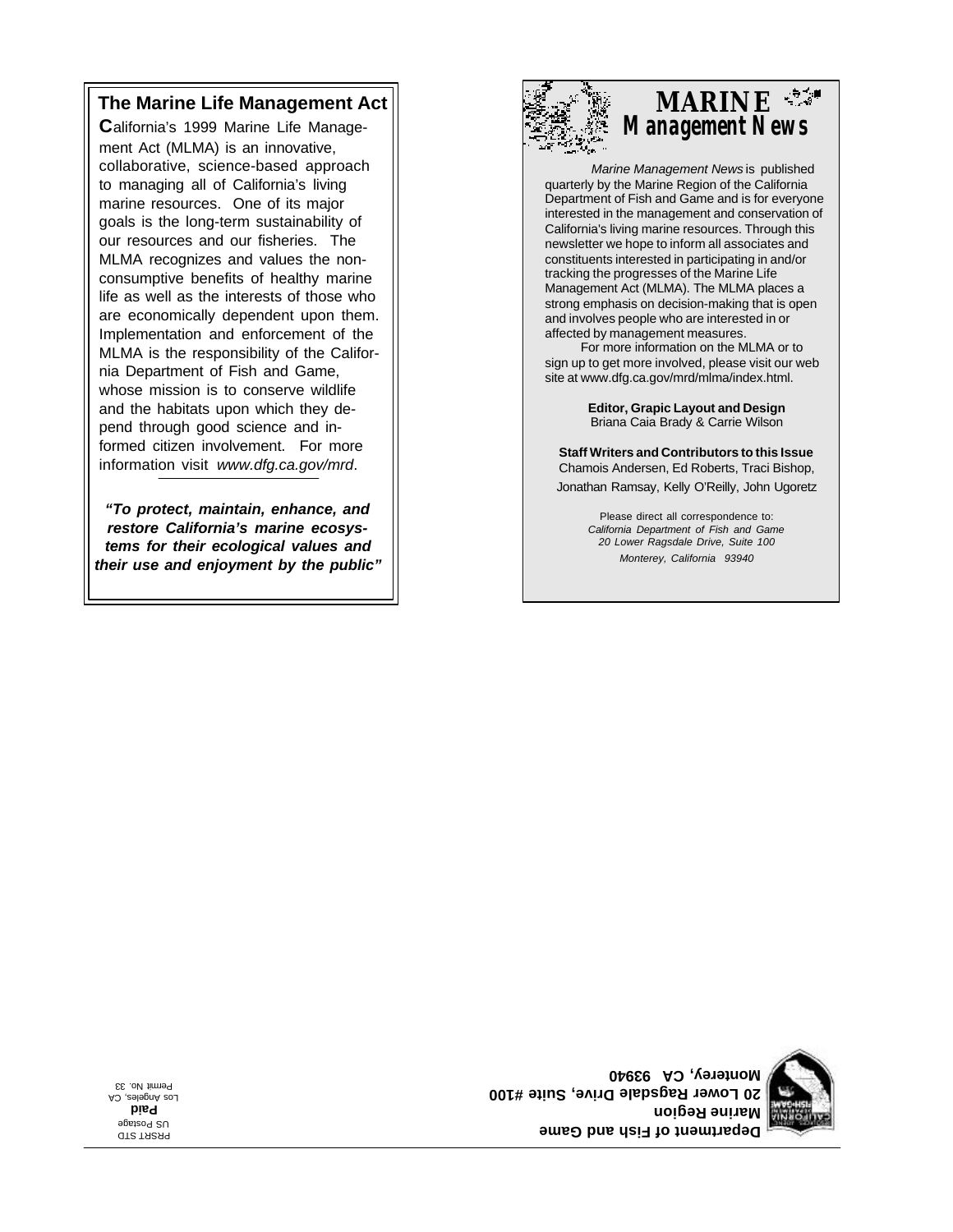## The Marine Life Management Act

**C**alifornia's 1999 Marine Life Management Act (MLMA) is an innovative, collaborative, science-based approach to managing all of California's living marine resources. One of its major goals is the long-term sustainability of our resources and our fisheries. The MLMA recognizes and values the non-consumptive benefits of healthy marine life as well as the interests of those who are economically dependent upon them. Implementation and enforcement of the MLMA is the responsibility of the California Department of Fish and Game, whose mission is to conserve wildlife and the habitats upon which they depend through good science and informed citizen involvement. For more information visit *www.dfg.ca.gov/mrd*.

***"To protect, maintain, enhance, and restore California's marine ecosystems for their ecological values and their use and enjoyment by the public"***

## MARINE Management News

*Marine Management News* is published quarterly by the Marine Region of the California Department of Fish and Game and is for everyone interested in the management and conservation of California's living marine resources. Through this newsletter we hope to inform all associates and constituents interested in participating in and/or tracking the progresses of the Marine Life Management Act (MLMA). The MLMA places a strong emphasis on decision-making that is open and involves people who are interested in or affected by management measures.

For more information on the MLMA or to sign up to get more involved, please visit our web site at www.dfg.ca.gov/mrd/mlma/index.html.

**Editor, Grapic Layout and Design**
Briana Caia Brady & Carrie Wilson

**Staff Writers and Contributors to this Issue**
Chamois Andersen, Ed Roberts, Traci Bishop, Jonathan Ramsay, Kelly O'Reilly, John Ugoretz

Please direct all correspondence to:
*California Department of Fish and Game*
*20 Lower Ragsdale Drive, Suite 100*
*Monterey, California 93940*

**Department of Fish and Game**
**Marine Region**
**20 Lower Ragsdale Drive, Suite #100**
**Monterey, CA 93940**

PRSRT STD
US Postage
**Paid**
Los Angeles, CA
Permit No. 33